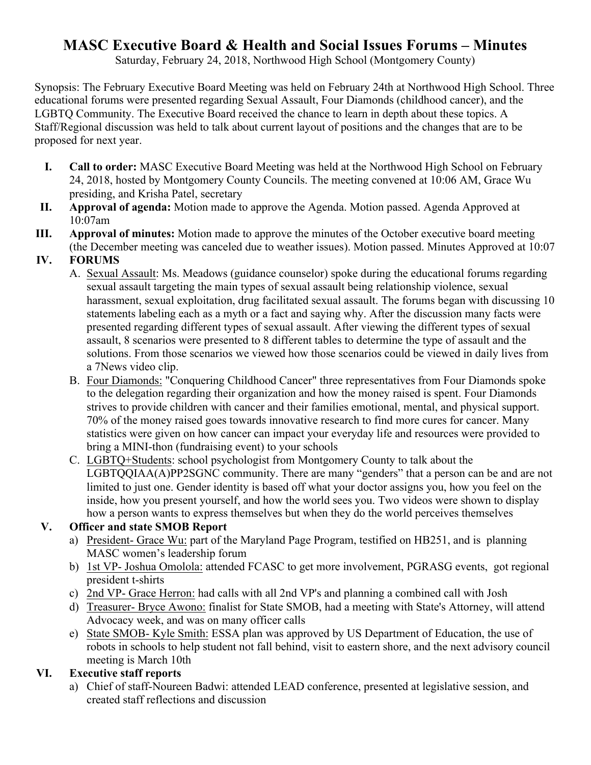# MASC Executive Board & Health and Social Issues Forums – Minutes

Saturday, February 24, 2018, Northwood High School (Montgomery County)

Synopsis: The February Executive Board Meeting was held on February 24th at Northwood High School. Three educational forums were presented regarding Sexual Assault, Four Diamonds (childhood cancer), and the LGBTQ Community. The Executive Board received the chance to learn in depth about these topics. A Staff/Regional discussion was held to talk about current layout of positions and the changes that are to be proposed for next year.

**I. Call to order:** MASC Executive Board Meeting was held at the Northwood High School on February 24, 2018, hosted by Montgomery County Councils. The meeting convened at 10:06 AM, Grace Wu presiding, and Krisha Patel, secretary

**II. Approval of agenda:** Motion made to approve the Agenda. Motion passed. Agenda Approved at 10:07am

**III. Approval of minutes:** Motion made to approve the minutes of the October executive board meeting (the December meeting was canceled due to weather issues). Motion passed. Minutes Approved at 10:07

**IV. FORUMS**

A. <u>Sexual Assault</u>: Ms. Meadows (guidance counselor) spoke during the educational forums regarding sexual assault targeting the main types of sexual assault being relationship violence, sexual harassment, sexual exploitation, drug facilitated sexual assault. The forums began with discussing 10 statements labeling each as a myth or a fact and saying why. After the discussion many facts were presented regarding different types of sexual assault. After viewing the different types of sexual assault, 8 scenarios were presented to 8 different tables to determine the type of assault and the solutions. From those scenarios we viewed how those scenarios could be viewed in daily lives from a 7News video clip.

B. <u>Four Diamonds:</u> "Conquering Childhood Cancer" three representatives from Four Diamonds spoke to the delegation regarding their organization and how the money raised is spent. Four Diamonds strives to provide children with cancer and their families emotional, mental, and physical support. 70% of the money raised goes towards innovative research to find more cures for cancer. Many statistics were given on how cancer can impact your everyday life and resources were provided to bring a MINI-thon (fundraising event) to your schools

C. <u>LGBTQ+Students</u>: school psychologist from Montgomery County to talk about the LGBTQQIAA(A)PP2SGNC community. There are many "genders" that a person can be and are not limited to just one. Gender identity is based off what your doctor assigns you, how you feel on the inside, how you present yourself, and how the world sees you. Two videos were shown to display how a person wants to express themselves but when they do the world perceives themselves

**V. Officer and state SMOB Report**

a) <u>President- Grace Wu:</u> part of the Maryland Page Program, testified on HB251, and is planning MASC women's leadership forum

b) <u>1st VP- Joshua Omolola:</u> attended FCASC to get more involvement, PGRASG events, got regional president t-shirts

c) <u>2nd VP- Grace Herron:</u> had calls with all 2nd VP's and planning a combined call with Josh

d) <u>Treasurer- Bryce Awono:</u> finalist for State SMOB, had a meeting with State's Attorney, will attend Advocacy week, and was on many officer calls

e) <u>State SMOB- Kyle Smith:</u> ESSA plan was approved by US Department of Education, the use of robots in schools to help student not fall behind, visit to eastern shore, and the next advisory council meeting is March 10th

**VI. Executive staff reports**

a) Chief of staff-Noureen Badwi: attended LEAD conference, presented at legislative session, and created staff reflections and discussion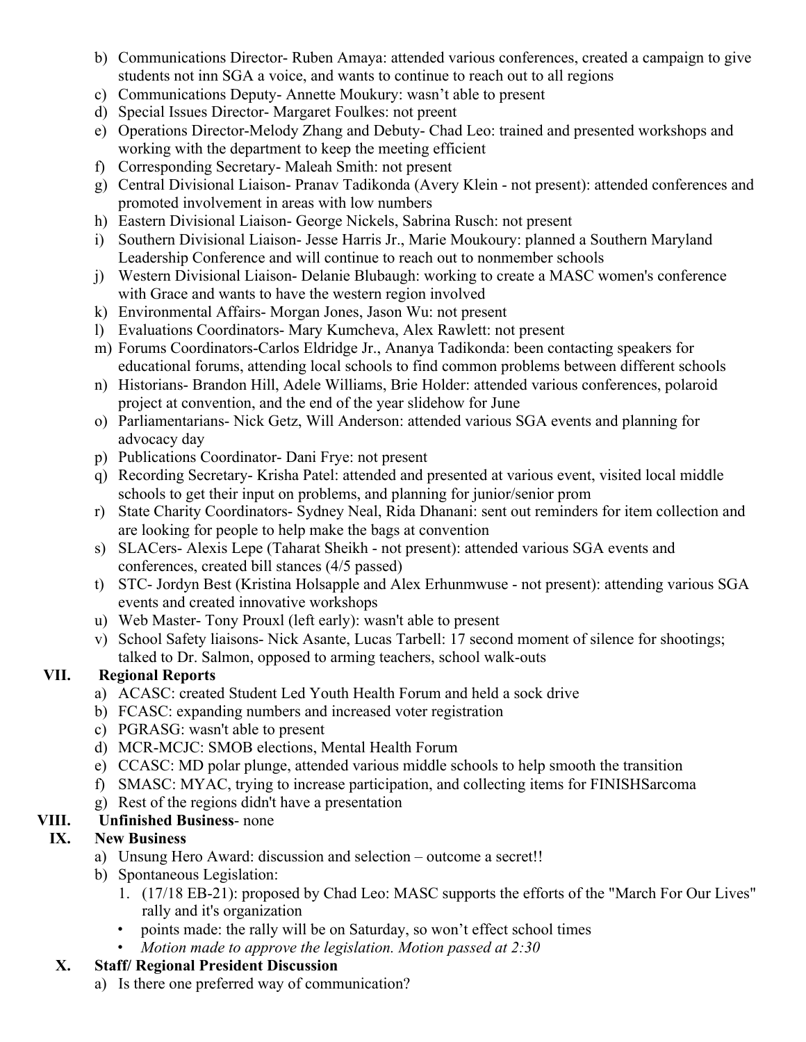b) Communications Director- Ruben Amaya: attended various conferences, created a campaign to give students not inn SGA a voice, and wants to continue to reach out to all regions
c) Communications Deputy- Annette Moukury: wasn't able to present
d) Special Issues Director- Margaret Foulkes: not preent
e) Operations Director-Melody Zhang and Debuty- Chad Leo: trained and presented workshops and working with the department to keep the meeting efficient
f) Corresponding Secretary- Maleah Smith: not present
g) Central Divisional Liaison- Pranav Tadikonda (Avery Klein - not present): attended conferences and promoted involvement in areas with low numbers
h) Eastern Divisional Liaison- George Nickels, Sabrina Rusch: not present
i) Southern Divisional Liaison- Jesse Harris Jr., Marie Moukoury: planned a Southern Maryland Leadership Conference and will continue to reach out to nonmember schools
j) Western Divisional Liaison- Delanie Blubaugh: working to create a MASC women's conference with Grace and wants to have the western region involved
k) Environmental Affairs- Morgan Jones, Jason Wu: not present
l) Evaluations Coordinators- Mary Kumcheva, Alex Rawlett: not present
m) Forums Coordinators-Carlos Eldridge Jr., Ananya Tadikonda: been contacting speakers for educational forums, attending local schools to find common problems between different schools
n) Historians- Brandon Hill, Adele Williams, Brie Holder: attended various conferences, polaroid project at convention, and the end of the year slidehow for June
o) Parliamentarians- Nick Getz, Will Anderson: attended various SGA events and planning for advocacy day
p) Publications Coordinator- Dani Frye: not present
q) Recording Secretary- Krisha Patel: attended and presented at various event, visited local middle schools to get their input on problems, and planning for junior/senior prom
r) State Charity Coordinators- Sydney Neal, Rida Dhanani: sent out reminders for item collection and are looking for people to help make the bags at convention
s) SLACers- Alexis Lepe (Taharat Sheikh - not present): attended various SGA events and conferences, created bill stances (4/5 passed)
t) STC- Jordyn Best (Kristina Holsapple and Alex Erhunmwuse - not present): attending various SGA events and created innovative workshops
u) Web Master- Tony Prouxl (left early): wasn't able to present
v) School Safety liaisons- Nick Asante, Lucas Tarbell: 17 second moment of silence for shootings; talked to Dr. Salmon, opposed to arming teachers, school walk-outs

## VII. Regional Reports

a) ACASC: created Student Led Youth Health Forum and held a sock drive
b) FCASC: expanding numbers and increased voter registration
c) PGRASG: wasn't able to present
d) MCR-MCJC: SMOB elections, Mental Health Forum
e) CCASC: MD polar plunge, attended various middle schools to help smooth the transition
f) SMASC: MYAC, trying to increase participation, and collecting items for FINISHSarcoma
g) Rest of the regions didn't have a presentation

## VIII. Unfinished Business- none

## IX. New Business

a) Unsung Hero Award: discussion and selection – outcome a secret!!
b) Spontaneous Legislation:
   1. (17/18 EB-21): proposed by Chad Leo: MASC supports the efforts of the "March For Our Lives" rally and it's organization
   - points made: the rally will be on Saturday, so won't effect school times
   - *Motion made to approve the legislation. Motion passed at 2:30*

## X. Staff/ Regional President Discussion

a) Is there one preferred way of communication?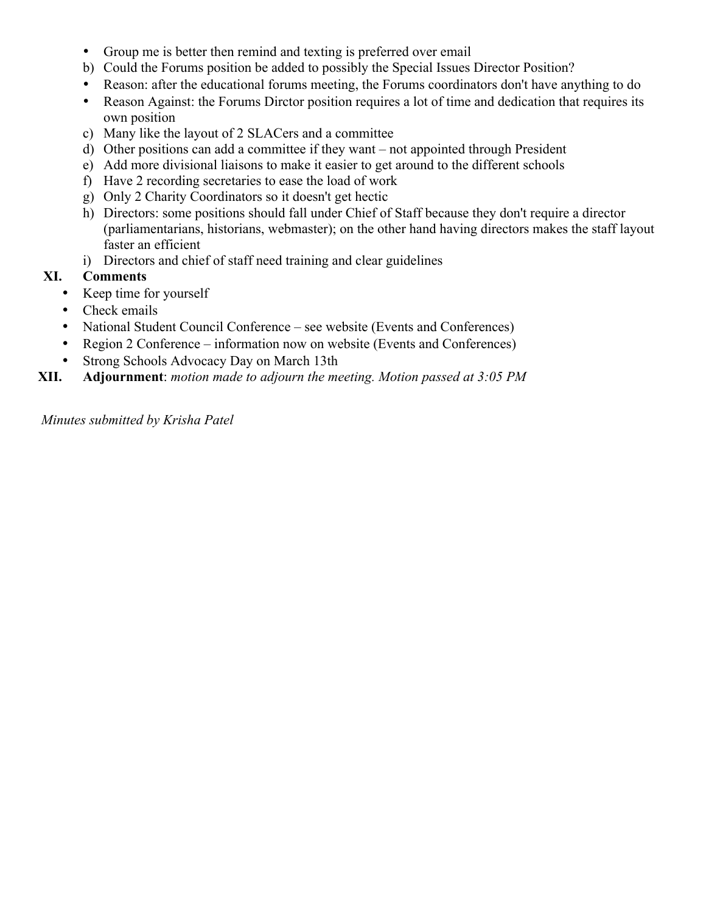- Group me is better then remind and texting is preferred over email

b) Could the Forums position be added to possibly the Special Issues Director Position?

- Reason: after the educational forums meeting, the Forums coordinators don't have anything to do
- Reason Against: the Forums Dirctor position requires a lot of time and dedication that requires its own position

c) Many like the layout of 2 SLACers and a committee

d) Other positions can add a committee if they want – not appointed through President

e) Add more divisional liaisons to make it easier to get around to the different schools

f) Have 2 recording secretaries to ease the load of work

g) Only 2 Charity Coordinators so it doesn't get hectic

h) Directors: some positions should fall under Chief of Staff because they don't require a director (parliamentarians, historians, webmaster); on the other hand having directors makes the staff layout faster an efficient

i) Directors and chief of staff need training and clear guidelines

**XI. Comments**

- Keep time for yourself
- Check emails
- National Student Council Conference – see website (Events and Conferences)
- Region 2 Conference – information now on website (Events and Conferences)
- Strong Schools Advocacy Day on March 13th

**XII. Adjournment**: *motion made to adjourn the meeting. Motion passed at 3:05 PM*

*Minutes submitted by Krisha Patel*